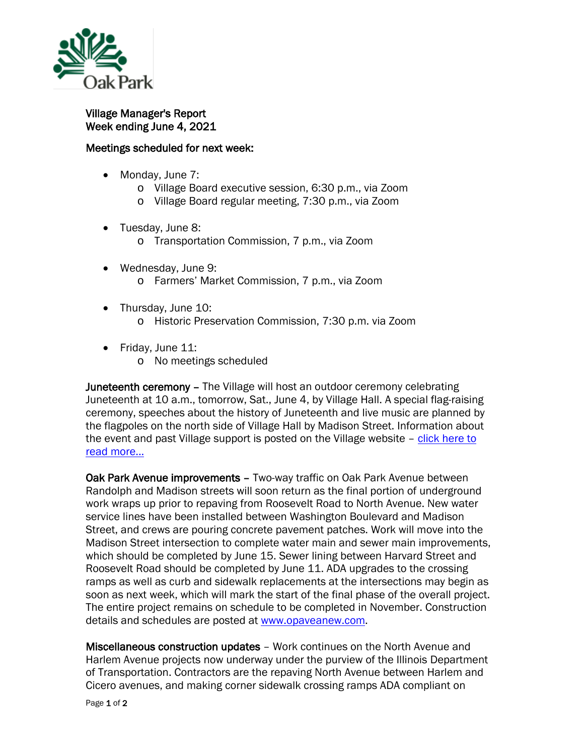Village Manager's Report
Week ending June 4, 2021

**Meetings scheduled for next week:**

- Monday, June 7:
  - Village Board executive session, 6:30 p.m., via Zoom
  - Village Board regular meeting, 7:30 p.m., via Zoom
- Tuesday, June 8:
  - Transportation Commission, 7 p.m., via Zoom
- Wednesday, June 9:
  - Farmers' Market Commission, 7 p.m., via Zoom
- Thursday, June 10:
  - Historic Preservation Commission, 7:30 p.m. via Zoom
- Friday, June 11:
  - No meetings scheduled

**Juneteenth ceremony** – The Village will host an outdoor ceremony celebrating Juneteenth at 10 a.m., tomorrow, Sat., June 4, by Village Hall. A special flag-raising ceremony, speeches about the history of Juneteenth and live music are planned by the flagpoles on the north side of Village Hall by Madison Street. Information about the event and past Village support is posted on the Village website – click here to read more…

**Oak Park Avenue improvements** – Two-way traffic on Oak Park Avenue between Randolph and Madison streets will soon return as the final portion of underground work wraps up prior to repaving from Roosevelt Road to North Avenue. New water service lines have been installed between Washington Boulevard and Madison Street, and crews are pouring concrete pavement patches. Work will move into the Madison Street intersection to complete water main and sewer main improvements, which should be completed by June 15. Sewer lining between Harvard Street and Roosevelt Road should be completed by June 11. ADA upgrades to the crossing ramps as well as curb and sidewalk replacements at the intersections may begin as soon as next week, which will mark the start of the final phase of the overall project. The entire project remains on schedule to be completed in November. Construction details and schedules are posted at www.opaveanew.com.

**Miscellaneous construction updates** – Work continues on the North Avenue and Harlem Avenue projects now underway under the purview of the Illinois Department of Transportation. Contractors are the repaving North Avenue between Harlem and Cicero avenues, and making corner sidewalk crossing ramps ADA compliant on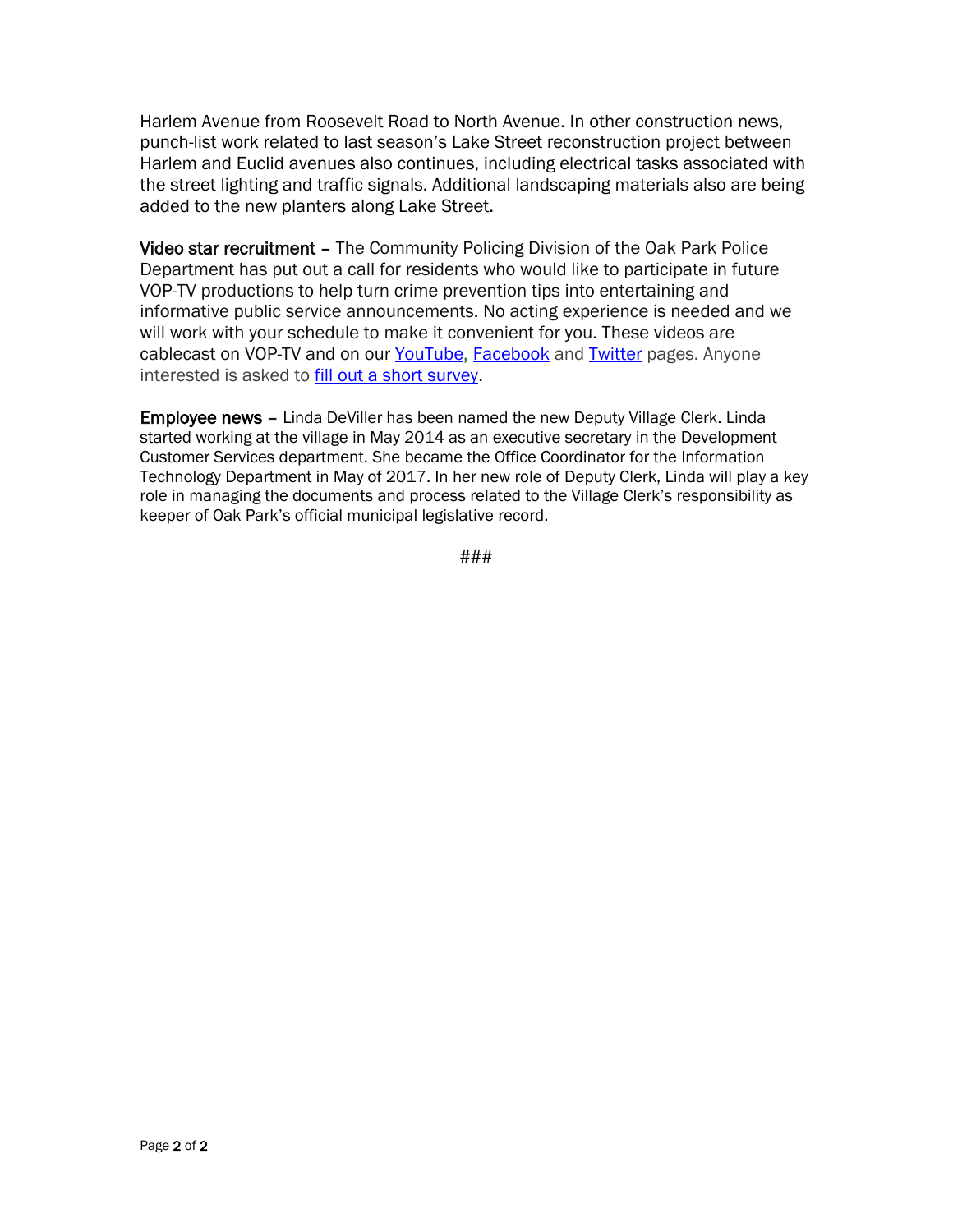Harlem Avenue from Roosevelt Road to North Avenue. In other construction news, punch-list work related to last season's Lake Street reconstruction project between Harlem and Euclid avenues also continues, including electrical tasks associated with the street lighting and traffic signals. Additional landscaping materials also are being added to the new planters along Lake Street.

**Video star recruitment** – The Community Policing Division of the Oak Park Police Department has put out a call for residents who would like to participate in future VOP-TV productions to help turn crime prevention tips into entertaining and informative public service announcements. No acting experience is needed and we will work with your schedule to make it convenient for you. These videos are cablecast on VOP-TV and on our YouTube, Facebook and Twitter pages. Anyone interested is asked to fill out a short survey.

**Employee news** – Linda DeViller has been named the new Deputy Village Clerk. Linda started working at the village in May 2014 as an executive secretary in the Development Customer Services department. She became the Office Coordinator for the Information Technology Department in May of 2017. In her new role of Deputy Clerk, Linda will play a key role in managing the documents and process related to the Village Clerk's responsibility as keeper of Oak Park's official municipal legislative record.

###